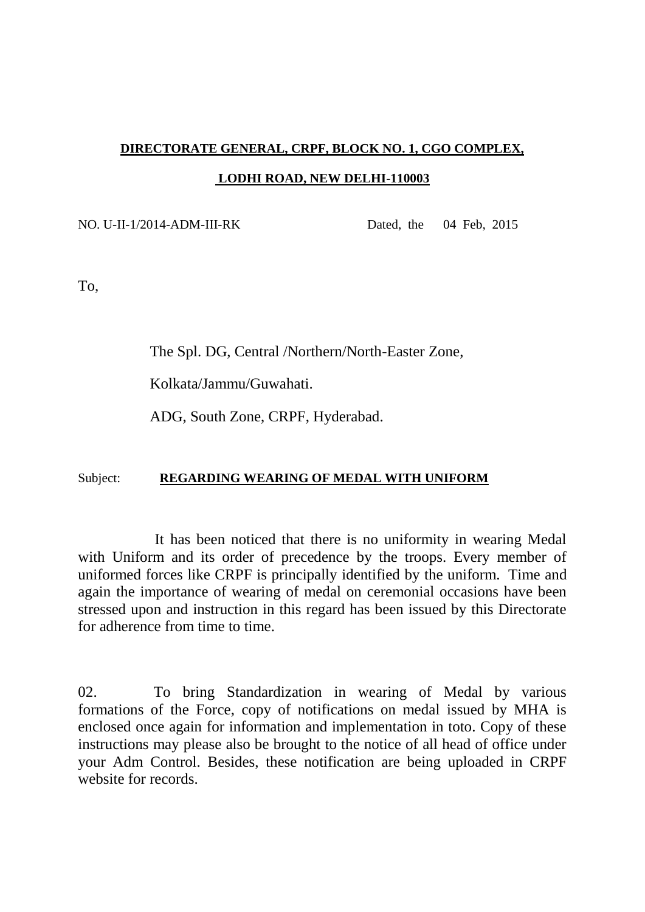**DIRECTORATE GENERAL, CRPF, BLOCK NO. 1, CGO COMPLEX,**

**LODHI ROAD, NEW DELHI-110003**

NO. U-II-1/2014-ADM-III-RK    Dated, the  04 Feb, 2015

To,

The Spl. DG, Central /Northern/North-Easter Zone,

Kolkata/Jammu/Guwahati.

ADG, South Zone, CRPF, Hyderabad.

Subject: **REGARDING WEARING OF MEDAL WITH UNIFORM**

It has been noticed that there is no uniformity in wearing Medal with Uniform and its order of precedence by the troops. Every member of uniformed forces like CRPF is principally identified by the uniform. Time and again the importance of wearing of medal on ceremonial occasions have been stressed upon and instruction in this regard has been issued by this Directorate for adherence from time to time.

02. To bring Standardization in wearing of Medal by various formations of the Force, copy of notifications on medal issued by MHA is enclosed once again for information and implementation in toto. Copy of these instructions may please also be brought to the notice of all head of office under your Adm Control. Besides, these notification are being uploaded in CRPF website for records.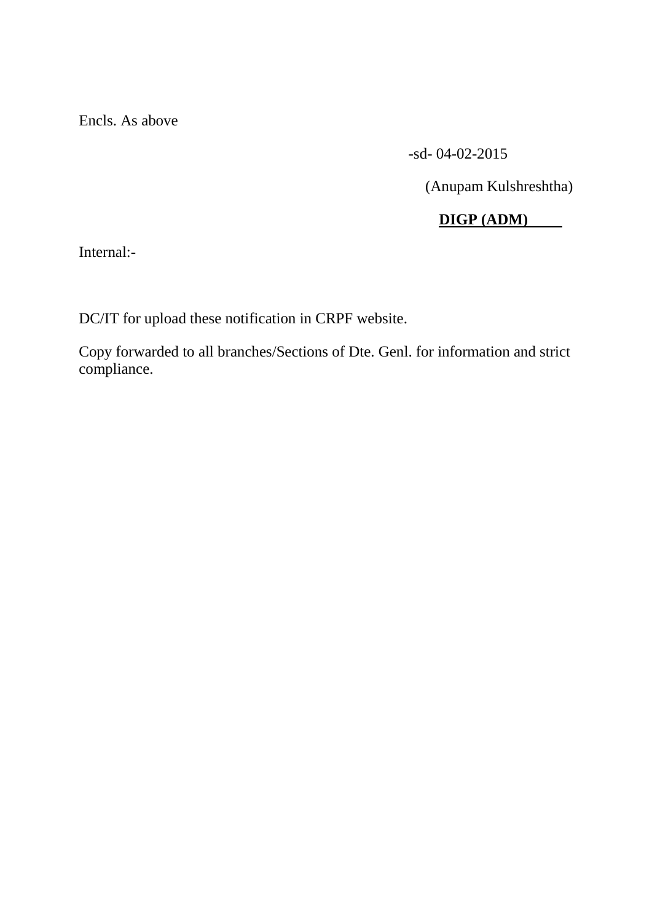Encls. As above

-sd- 04-02-2015

(Anupam Kulshreshtha)

**DIGP (ADM)**

Internal:-

DC/IT for upload these notification in CRPF website.

Copy forwarded to all branches/Sections of Dte. Genl. for information and strict compliance.